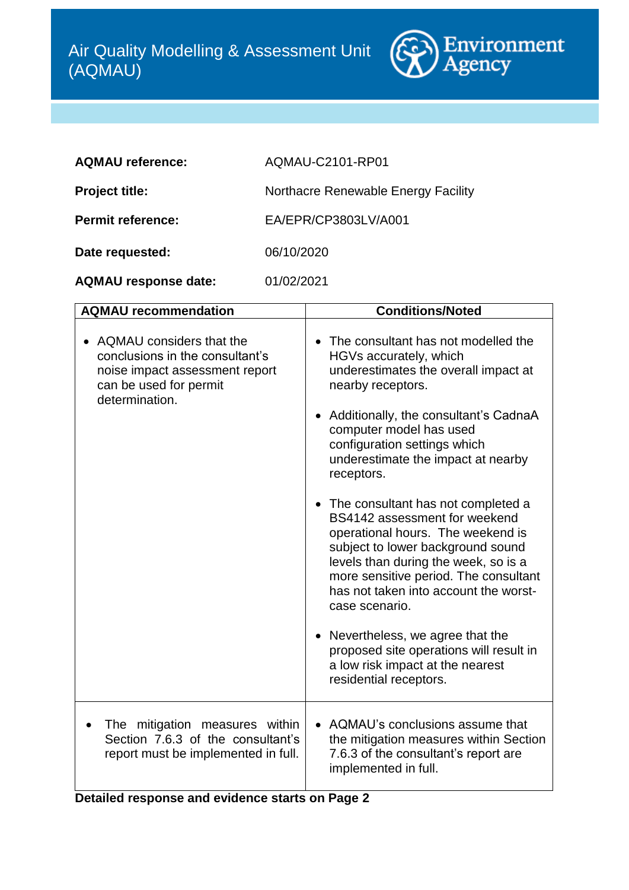# Air Quality Modelling & Assessment Unit (AQMAU)

Environment Agency

**AQMAU reference:** AQMAU-C2101-RP01

**Project title:** Northacre Renewable Energy Facility

**Permit reference:** EA/EPR/CP3803LV/A001

**Date requested:** 06/10/2020

**AQMAU response date:** 01/02/2021

| AQMAU recommendation | Conditions/Noted |
|---|---|
| • AQMAU considers that the conclusions in the consultant's noise impact assessment report can be used for permit determination. | • The consultant has not modelled the HGVs accurately, which underestimates the overall impact at nearby receptors.<br><br>• Additionally, the consultant's CadnaA computer model has used configuration settings which underestimate the impact at nearby receptors.<br><br>• The consultant has not completed a BS4142 assessment for weekend operational hours. The weekend is subject to lower background sound levels than during the week, so is a more sensitive period. The consultant has not taken into account the worst-case scenario.<br><br>• Nevertheless, we agree that the proposed site operations will result in a low risk impact at the nearest residential receptors. |
| • The mitigation measures within Section 7.6.3 of the consultant's report must be implemented in full. | • AQMAU's conclusions assume that the mitigation measures within Section 7.6.3 of the consultant's report are implemented in full. |

**Detailed response and evidence starts on Page 2**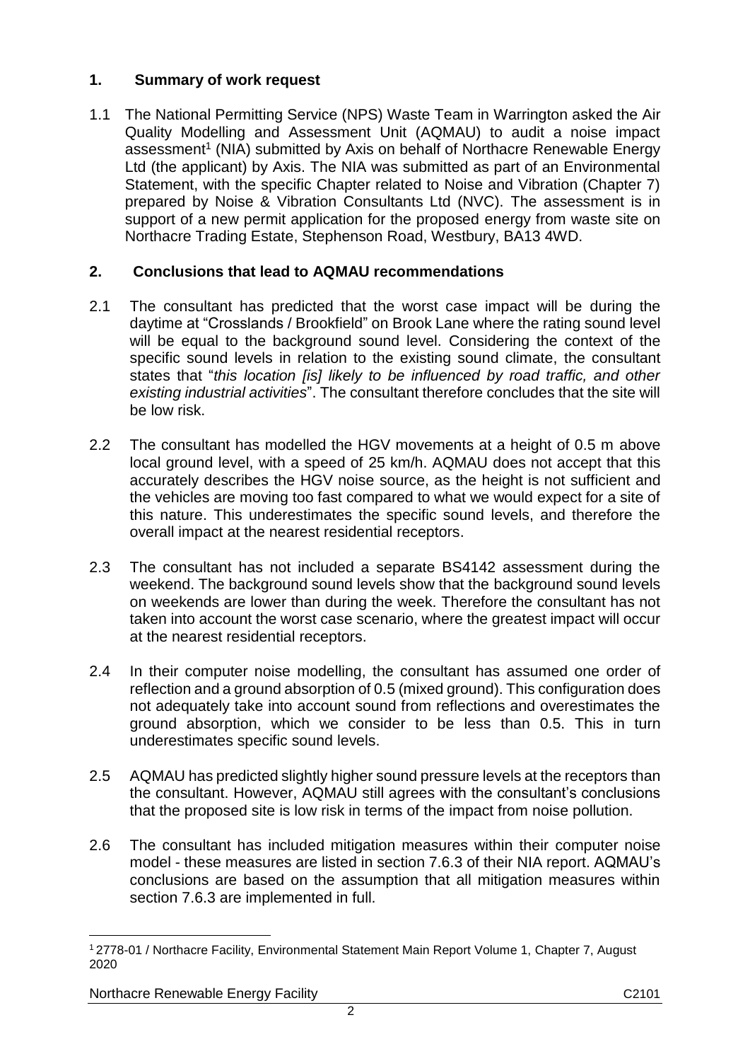## 1. Summary of work request

1.1 The National Permitting Service (NPS) Waste Team in Warrington asked the Air Quality Modelling and Assessment Unit (AQMAU) to audit a noise impact assessment[1] (NIA) submitted by Axis on behalf of Northacre Renewable Energy Ltd (the applicant) by Axis. The NIA was submitted as part of an Environmental Statement, with the specific Chapter related to Noise and Vibration (Chapter 7) prepared by Noise & Vibration Consultants Ltd (NVC). The assessment is in support of a new permit application for the proposed energy from waste site on Northacre Trading Estate, Stephenson Road, Westbury, BA13 4WD.

## 2. Conclusions that lead to AQMAU recommendations

2.1 The consultant has predicted that the worst case impact will be during the daytime at "Crosslands / Brookfield" on Brook Lane where the rating sound level will be equal to the background sound level. Considering the context of the specific sound levels in relation to the existing sound climate, the consultant states that "*this location [is] likely to be influenced by road traffic, and other existing industrial activities*". The consultant therefore concludes that the site will be low risk.

2.2 The consultant has modelled the HGV movements at a height of 0.5 m above local ground level, with a speed of 25 km/h. AQMAU does not accept that this accurately describes the HGV noise source, as the height is not sufficient and the vehicles are moving too fast compared to what we would expect for a site of this nature. This underestimates the specific sound levels, and therefore the overall impact at the nearest residential receptors.

2.3 The consultant has not included a separate BS4142 assessment during the weekend. The background sound levels show that the background sound levels on weekends are lower than during the week. Therefore the consultant has not taken into account the worst case scenario, where the greatest impact will occur at the nearest residential receptors.

2.4 In their computer noise modelling, the consultant has assumed one order of reflection and a ground absorption of 0.5 (mixed ground). This configuration does not adequately take into account sound from reflections and overestimates the ground absorption, which we consider to be less than 0.5. This in turn underestimates specific sound levels.

2.5 AQMAU has predicted slightly higher sound pressure levels at the receptors than the consultant. However, AQMAU still agrees with the consultant's conclusions that the proposed site is low risk in terms of the impact from noise pollution.

2.6 The consultant has included mitigation measures within their computer noise model - these measures are listed in section 7.6.3 of their NIA report. AQMAU's conclusions are based on the assumption that all mitigation measures within section 7.6.3 are implemented in full.

---

[1] 2778-01 / Northacre Facility, Environmental Statement Main Report Volume 1, Chapter 7, August 2020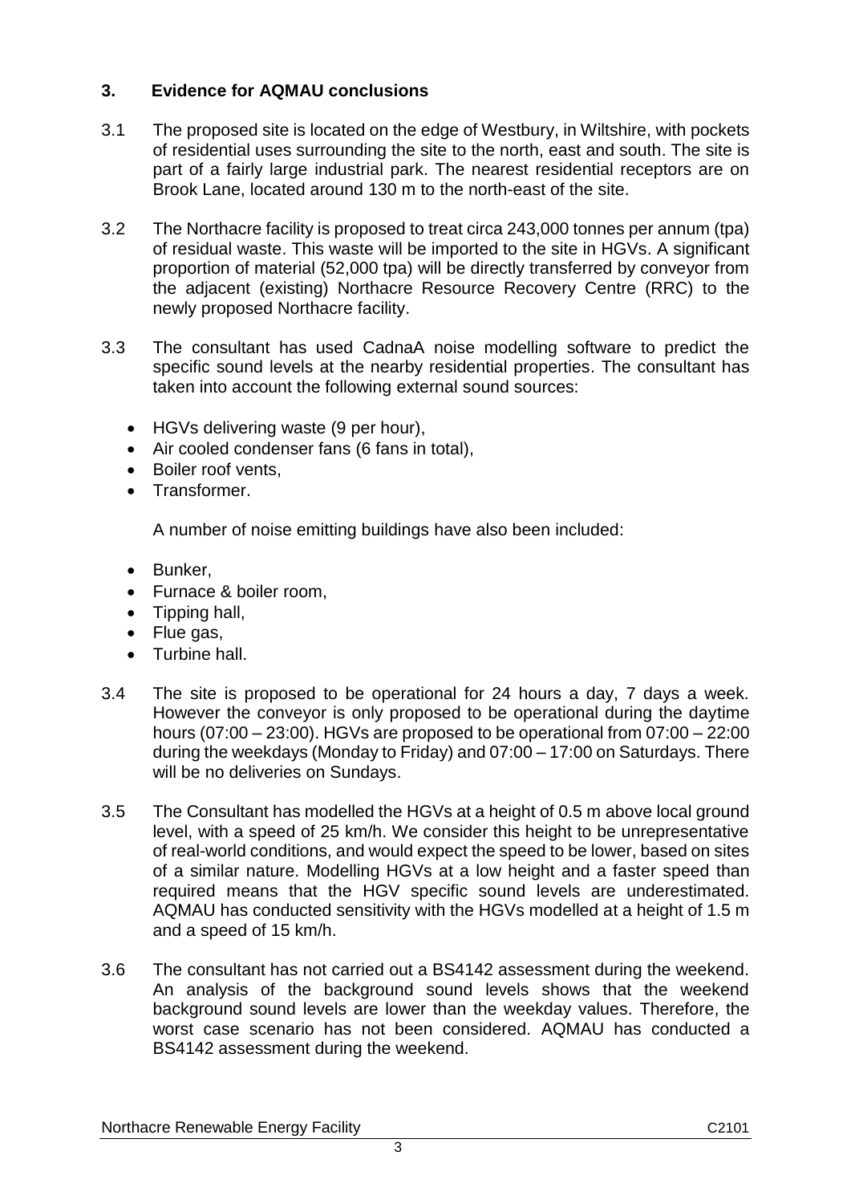## 3. Evidence for AQMAU conclusions

3.1 The proposed site is located on the edge of Westbury, in Wiltshire, with pockets of residential uses surrounding the site to the north, east and south. The site is part of a fairly large industrial park. The nearest residential receptors are on Brook Lane, located around 130 m to the north-east of the site.

3.2 The Northacre facility is proposed to treat circa 243,000 tonnes per annum (tpa) of residual waste. This waste will be imported to the site in HGVs. A significant proportion of material (52,000 tpa) will be directly transferred by conveyor from the adjacent (existing) Northacre Resource Recovery Centre (RRC) to the newly proposed Northacre facility.

3.3 The consultant has used CadnaA noise modelling software to predict the specific sound levels at the nearby residential properties. The consultant has taken into account the following external sound sources:

- HGVs delivering waste (9 per hour),
- Air cooled condenser fans (6 fans in total),
- Boiler roof vents,
- Transformer.

A number of noise emitting buildings have also been included:

- Bunker,
- Furnace & boiler room,
- Tipping hall,
- Flue gas,
- Turbine hall.

3.4 The site is proposed to be operational for 24 hours a day, 7 days a week. However the conveyor is only proposed to be operational during the daytime hours (07:00 – 23:00). HGVs are proposed to be operational from 07:00 – 22:00 during the weekdays (Monday to Friday) and 07:00 – 17:00 on Saturdays. There will be no deliveries on Sundays.

3.5 The Consultant has modelled the HGVs at a height of 0.5 m above local ground level, with a speed of 25 km/h. We consider this height to be unrepresentative of real-world conditions, and would expect the speed to be lower, based on sites of a similar nature. Modelling HGVs at a low height and a faster speed than required means that the HGV specific sound levels are underestimated. AQMAU has conducted sensitivity with the HGVs modelled at a height of 1.5 m and a speed of 15 km/h.

3.6 The consultant has not carried out a BS4142 assessment during the weekend. An analysis of the background sound levels shows that the weekend background sound levels are lower than the weekday values. Therefore, the worst case scenario has not been considered. AQMAU has conducted a BS4142 assessment during the weekend.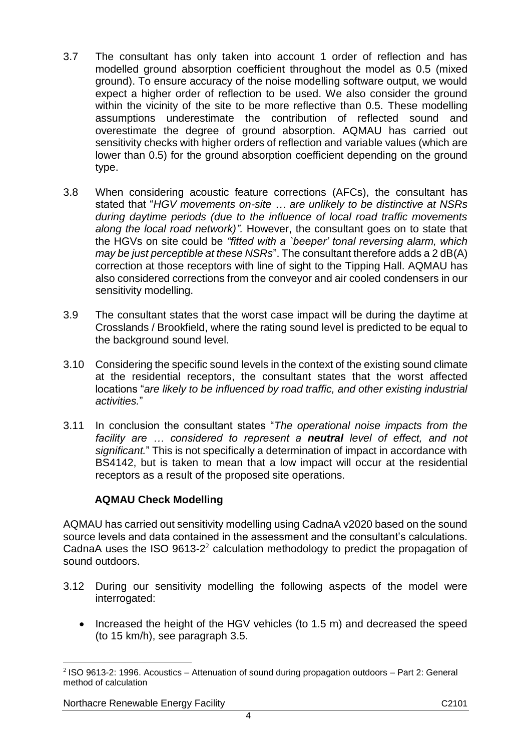3.7 The consultant has only taken into account 1 order of reflection and has modelled ground absorption coefficient throughout the model as 0.5 (mixed ground). To ensure accuracy of the noise modelling software output, we would expect a higher order of reflection to be used. We also consider the ground within the vicinity of the site to be more reflective than 0.5. These modelling assumptions underestimate the contribution of reflected sound and overestimate the degree of ground absorption. AQMAU has carried out sensitivity checks with higher orders of reflection and variable values (which are lower than 0.5) for the ground absorption coefficient depending on the ground type.

3.8 When considering acoustic feature corrections (AFCs), the consultant has stated that "*HGV movements on-site … are unlikely to be distinctive at NSRs during daytime periods (due to the influence of local road traffic movements along the local road network)".* However, the consultant goes on to state that the HGVs on site could be *"fitted with a `beeper' tonal reversing alarm, which may be just perceptible at these NSRs*". The consultant therefore adds a 2 dB(A) correction at those receptors with line of sight to the Tipping Hall. AQMAU has also considered corrections from the conveyor and air cooled condensers in our sensitivity modelling.

3.9 The consultant states that the worst case impact will be during the daytime at Crosslands / Brookfield, where the rating sound level is predicted to be equal to the background sound level.

3.10 Considering the specific sound levels in the context of the existing sound climate at the residential receptors, the consultant states that the worst affected locations "*are likely to be influenced by road traffic, and other existing industrial activities.*"

3.11 In conclusion the consultant states "*The operational noise impacts from the facility are … considered to represent a **neutral** level of effect, and not significant.*" This is not specifically a determination of impact in accordance with BS4142, but is taken to mean that a low impact will occur at the residential receptors as a result of the proposed site operations.

### AQMAU Check Modelling

AQMAU has carried out sensitivity modelling using CadnaA v2020 based on the sound source levels and data contained in the assessment and the consultant's calculations. CadnaA uses the ISO 9613-2[2] calculation methodology to predict the propagation of sound outdoors.

3.12 During our sensitivity modelling the following aspects of the model were interrogated:

- Increased the height of the HGV vehicles (to 1.5 m) and decreased the speed (to 15 km/h), see paragraph 3.5.

[2] ISO 9613-2: 1996. Acoustics – Attenuation of sound during propagation outdoors – Part 2: General method of calculation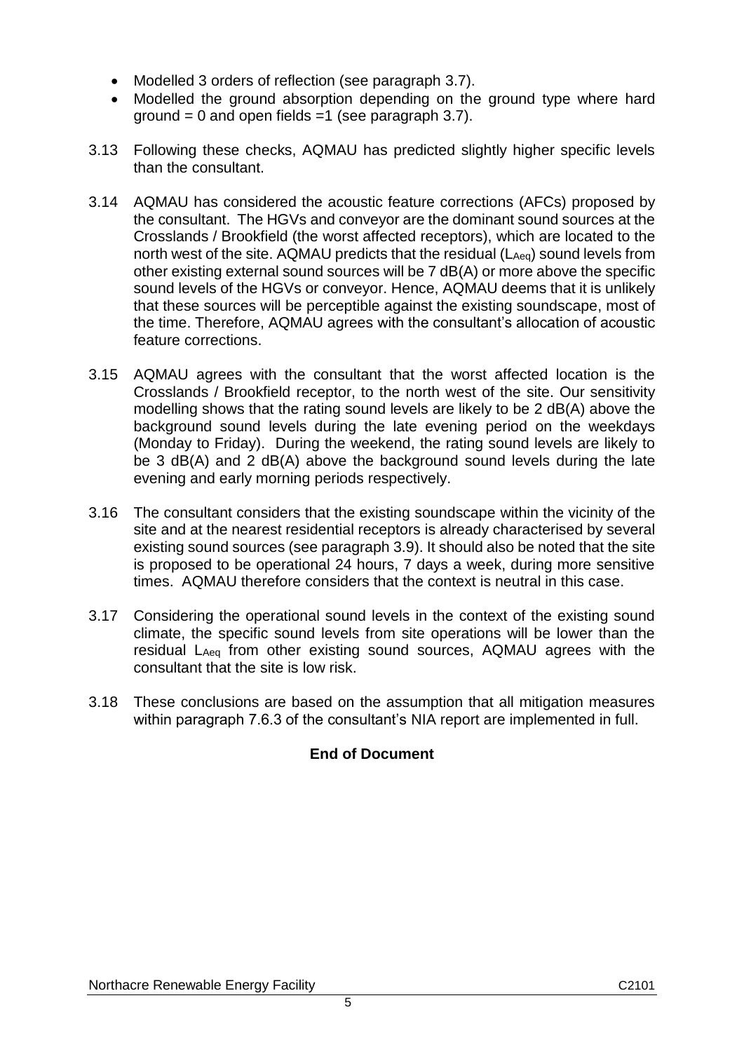- Modelled 3 orders of reflection (see paragraph 3.7).
- Modelled the ground absorption depending on the ground type where hard ground = 0 and open fields =1 (see paragraph 3.7).

3.13 Following these checks, AQMAU has predicted slightly higher specific levels than the consultant.

3.14 AQMAU has considered the acoustic feature corrections (AFCs) proposed by the consultant. The HGVs and conveyor are the dominant sound sources at the Crosslands / Brookfield (the worst affected receptors), which are located to the north west of the site. AQMAU predicts that the residual ($L_{Aeq}$) sound levels from other existing external sound sources will be 7 dB(A) or more above the specific sound levels of the HGVs or conveyor. Hence, AQMAU deems that it is unlikely that these sources will be perceptible against the existing soundscape, most of the time. Therefore, AQMAU agrees with the consultant's allocation of acoustic feature corrections.

3.15 AQMAU agrees with the consultant that the worst affected location is the Crosslands / Brookfield receptor, to the north west of the site. Our sensitivity modelling shows that the rating sound levels are likely to be 2 dB(A) above the background sound levels during the late evening period on the weekdays (Monday to Friday). During the weekend, the rating sound levels are likely to be 3 dB(A) and 2 dB(A) above the background sound levels during the late evening and early morning periods respectively.

3.16 The consultant considers that the existing soundscape within the vicinity of the site and at the nearest residential receptors is already characterised by several existing sound sources (see paragraph 3.9). It should also be noted that the site is proposed to be operational 24 hours, 7 days a week, during more sensitive times. AQMAU therefore considers that the context is neutral in this case.

3.17 Considering the operational sound levels in the context of the existing sound climate, the specific sound levels from site operations will be lower than the residual $L_{Aeq}$ from other existing sound sources, AQMAU agrees with the consultant that the site is low risk.

3.18 These conclusions are based on the assumption that all mitigation measures within paragraph 7.6.3 of the consultant's NIA report are implemented in full.

**End of Document**